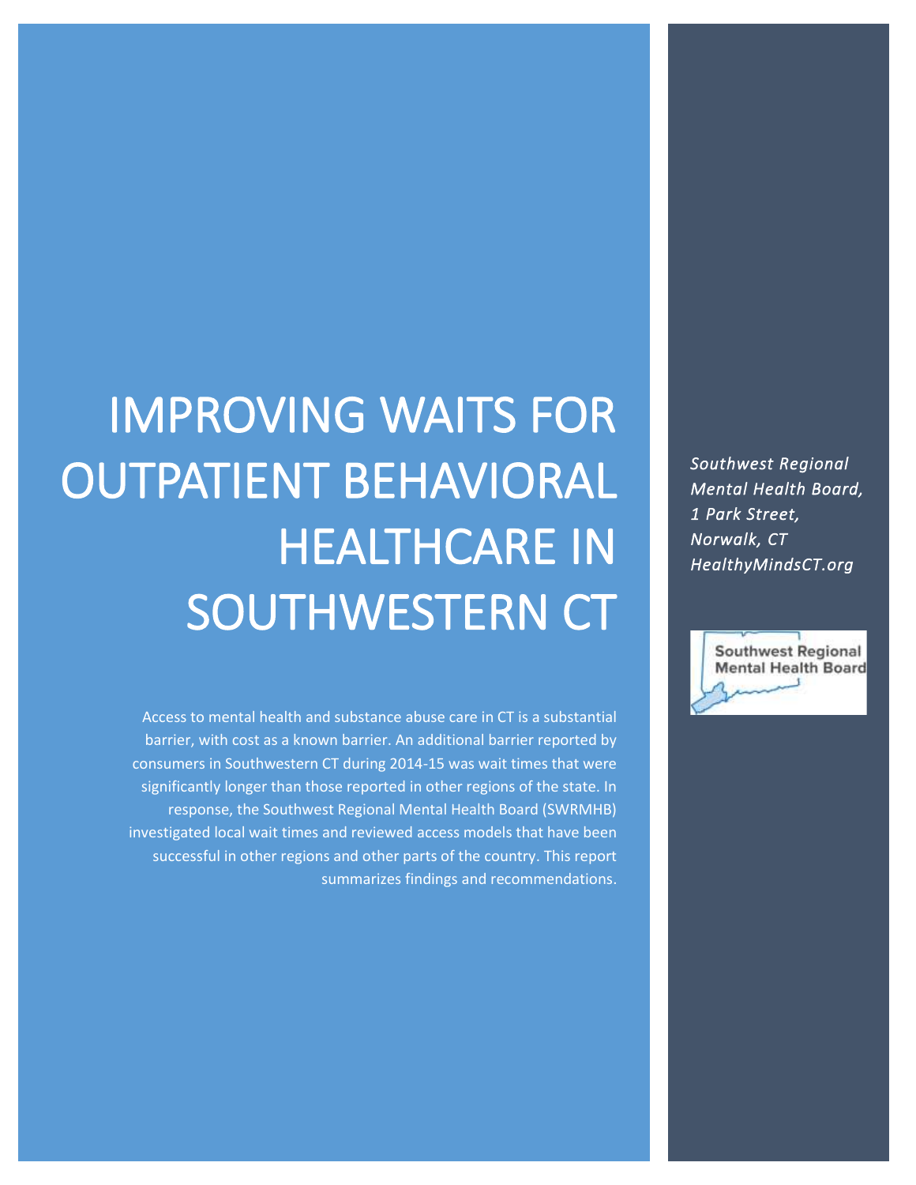# IMPROVING WAITS FOR OUTPATIENT BEHAVIORAL HEALTHCARE IN SOUTHWESTERN CT

Access to mental health and substance abuse care in CT is a substantial barrier, with cost as a known barrier. An additional barrier reported by consumers in Southwestern CT during 2014-15 was wait times that were significantly longer than those reported in other regions of the state. In response, the Southwest Regional Mental Health Board (SWRMHB) investigated local wait times and reviewed access models that have been successful in other regions and other parts of the country. This report summarizes findings and recommendations.

*Southwest Regional Mental Health Board, 1 Park Street, Norwalk, CT HealthyMindsCT.org*

Southwest Regional Mental Health Board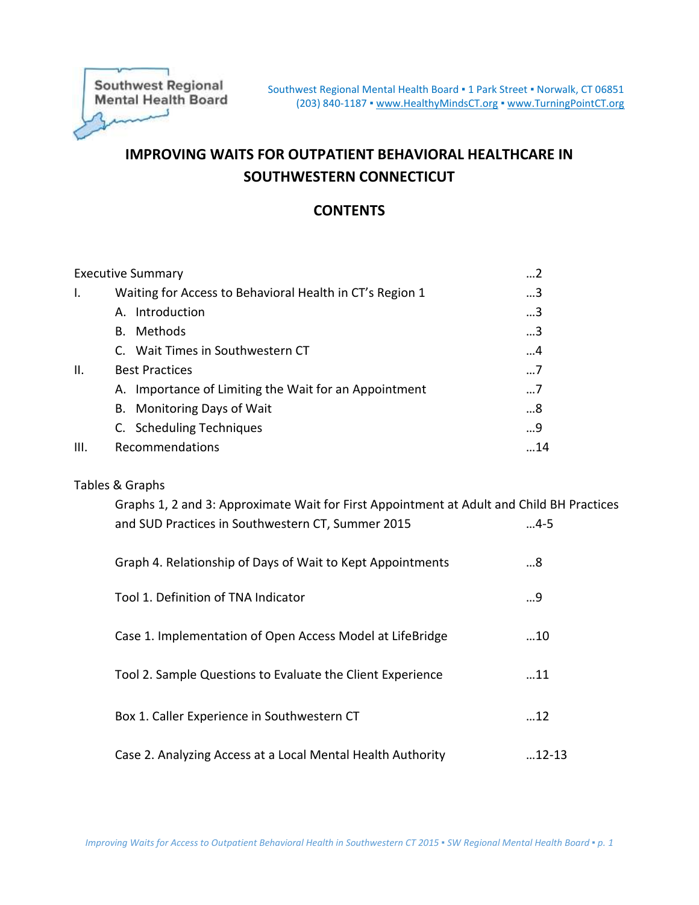Southwest Regional Mental Health Board ▪ 1 Park Street ▪ Norwalk, CT 06851
(203) 840-1187 ▪ www.HealthyMindsCT.org ▪ www.TurningPointCT.org

# IMPROVING WAITS FOR OUTPATIENT BEHAVIORAL HEALTHCARE IN SOUTHWESTERN CONNECTICUT

## CONTENTS

| | | |
|---|---|---|
| Executive Summary | | …2 |
| I. | Waiting for Access to Behavioral Health in CT's Region 1 | …3 |
| | A. Introduction | …3 |
| | B. Methods | …3 |
| | C. Wait Times in Southwestern CT | …4 |
| II. | Best Practices | …7 |
| | A. Importance of Limiting the Wait for an Appointment | …7 |
| | B. Monitoring Days of Wait | …8 |
| | C. Scheduling Techniques | …9 |
| III. | Recommendations | …14 |

Tables & Graphs

| | |
|---|---|
| Graphs 1, 2 and 3: Approximate Wait for First Appointment at Adult and Child BH Practices and SUD Practices in Southwestern CT, Summer 2015 | …4-5 |
| Graph 4. Relationship of Days of Wait to Kept Appointments | …8 |
| Tool 1. Definition of TNA Indicator | …9 |
| Case 1. Implementation of Open Access Model at LifeBridge | …10 |
| Tool 2. Sample Questions to Evaluate the Client Experience | …11 |
| Box 1. Caller Experience in Southwestern CT | …12 |
| Case 2. Analyzing Access at a Local Mental Health Authority | …12-13 |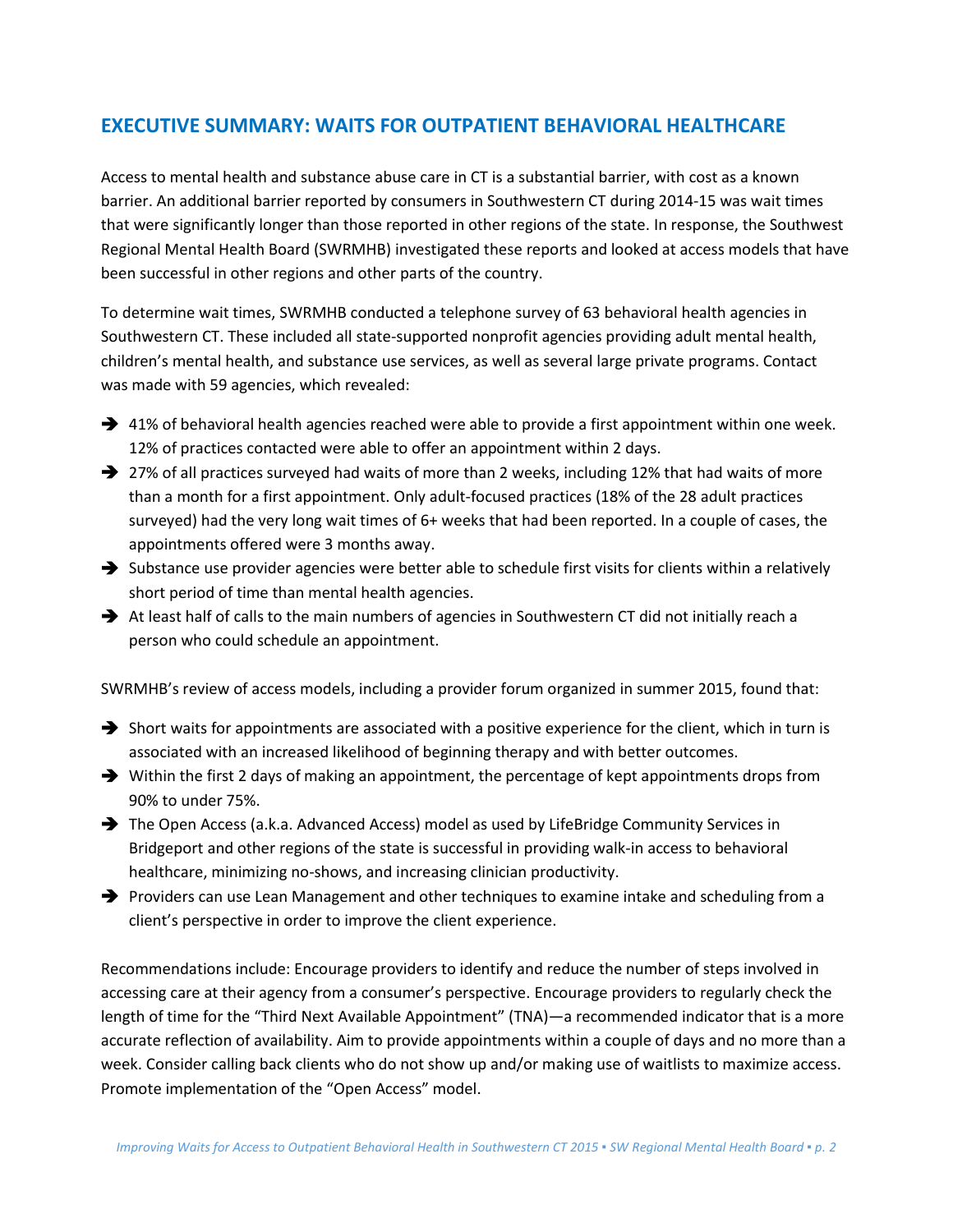## EXECUTIVE SUMMARY: WAITS FOR OUTPATIENT BEHAVIORAL HEALTHCARE

Access to mental health and substance abuse care in CT is a substantial barrier, with cost as a known barrier. An additional barrier reported by consumers in Southwestern CT during 2014-15 was wait times that were significantly longer than those reported in other regions of the state. In response, the Southwest Regional Mental Health Board (SWRMHB) investigated these reports and looked at access models that have been successful in other regions and other parts of the country.

To determine wait times, SWRMHB conducted a telephone survey of 63 behavioral health agencies in Southwestern CT. These included all state-supported nonprofit agencies providing adult mental health, children's mental health, and substance use services, as well as several large private programs. Contact was made with 59 agencies, which revealed:

- 41% of behavioral health agencies reached were able to provide a first appointment within one week. 12% of practices contacted were able to offer an appointment within 2 days.
- 27% of all practices surveyed had waits of more than 2 weeks, including 12% that had waits of more than a month for a first appointment. Only adult-focused practices (18% of the 28 adult practices surveyed) had the very long wait times of 6+ weeks that had been reported. In a couple of cases, the appointments offered were 3 months away.
- Substance use provider agencies were better able to schedule first visits for clients within a relatively short period of time than mental health agencies.
- At least half of calls to the main numbers of agencies in Southwestern CT did not initially reach a person who could schedule an appointment.

SWRMHB's review of access models, including a provider forum organized in summer 2015, found that:

- Short waits for appointments are associated with a positive experience for the client, which in turn is associated with an increased likelihood of beginning therapy and with better outcomes.
- Within the first 2 days of making an appointment, the percentage of kept appointments drops from 90% to under 75%.
- The Open Access (a.k.a. Advanced Access) model as used by LifeBridge Community Services in Bridgeport and other regions of the state is successful in providing walk-in access to behavioral healthcare, minimizing no-shows, and increasing clinician productivity.
- Providers can use Lean Management and other techniques to examine intake and scheduling from a client's perspective in order to improve the client experience.

Recommendations include: Encourage providers to identify and reduce the number of steps involved in accessing care at their agency from a consumer's perspective. Encourage providers to regularly check the length of time for the "Third Next Available Appointment" (TNA)—a recommended indicator that is a more accurate reflection of availability. Aim to provide appointments within a couple of days and no more than a week. Consider calling back clients who do not show up and/or making use of waitlists to maximize access. Promote implementation of the "Open Access" model.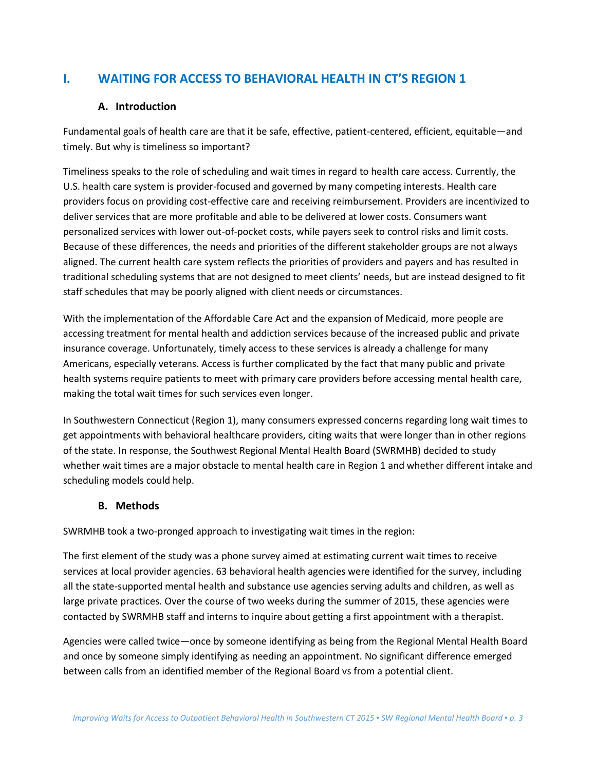# I. WAITING FOR ACCESS TO BEHAVIORAL HEALTH IN CT'S REGION 1

## A. Introduction

Fundamental goals of health care are that it be safe, effective, patient-centered, efficient, equitable—and timely. But why is timeliness so important?

Timeliness speaks to the role of scheduling and wait times in regard to health care access. Currently, the U.S. health care system is provider-focused and governed by many competing interests. Health care providers focus on providing cost-effective care and receiving reimbursement. Providers are incentivized to deliver services that are more profitable and able to be delivered at lower costs. Consumers want personalized services with lower out-of-pocket costs, while payers seek to control risks and limit costs. Because of these differences, the needs and priorities of the different stakeholder groups are not always aligned. The current health care system reflects the priorities of providers and payers and has resulted in traditional scheduling systems that are not designed to meet clients' needs, but are instead designed to fit staff schedules that may be poorly aligned with client needs or circumstances.

With the implementation of the Affordable Care Act and the expansion of Medicaid, more people are accessing treatment for mental health and addiction services because of the increased public and private insurance coverage. Unfortunately, timely access to these services is already a challenge for many Americans, especially veterans. Access is further complicated by the fact that many public and private health systems require patients to meet with primary care providers before accessing mental health care, making the total wait times for such services even longer.

In Southwestern Connecticut (Region 1), many consumers expressed concerns regarding long wait times to get appointments with behavioral healthcare providers, citing waits that were longer than in other regions of the state. In response, the Southwest Regional Mental Health Board (SWRMHB) decided to study whether wait times are a major obstacle to mental health care in Region 1 and whether different intake and scheduling models could help.

## B. Methods

SWRMHB took a two-pronged approach to investigating wait times in the region:

The first element of the study was a phone survey aimed at estimating current wait times to receive services at local provider agencies. 63 behavioral health agencies were identified for the survey, including all the state-supported mental health and substance use agencies serving adults and children, as well as large private practices. Over the course of two weeks during the summer of 2015, these agencies were contacted by SWRMHB staff and interns to inquire about getting a first appointment with a therapist.

Agencies were called twice—once by someone identifying as being from the Regional Mental Health Board and once by someone simply identifying as needing an appointment. No significant difference emerged between calls from an identified member of the Regional Board vs from a potential client.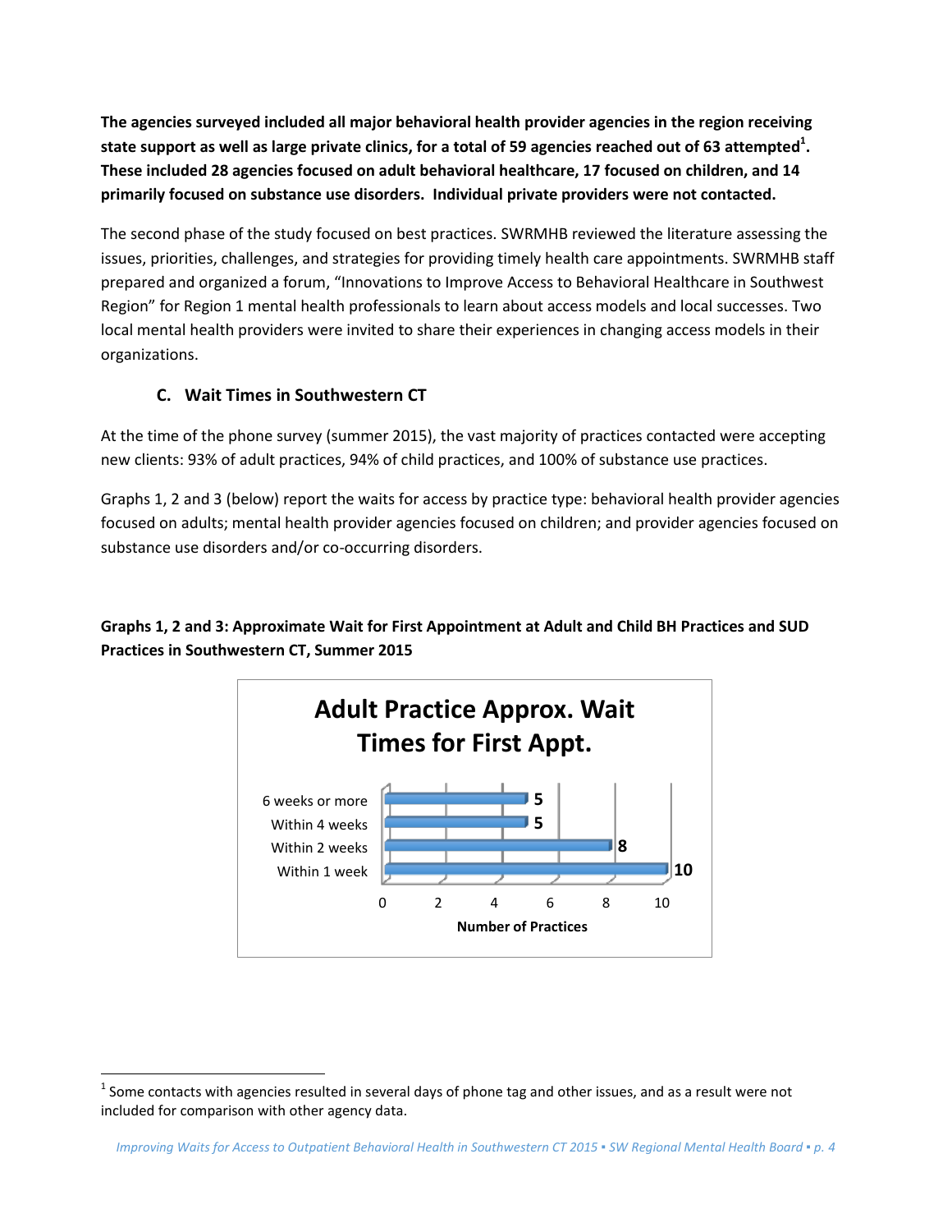**The agencies surveyed included all major behavioral health provider agencies in the region receiving state support as well as large private clinics, for a total of 59 agencies reached out of 63 attempted[1]. These included 28 agencies focused on adult behavioral healthcare, 17 focused on children, and 14 primarily focused on substance use disorders. Individual private providers were not contacted.**

The second phase of the study focused on best practices. SWRMHB reviewed the literature assessing the issues, priorities, challenges, and strategies for providing timely health care appointments. SWRMHB staff prepared and organized a forum, "Innovations to Improve Access to Behavioral Healthcare in Southwest Region" for Region 1 mental health professionals to learn about access models and local successes. Two local mental health providers were invited to share their experiences in changing access models in their organizations.

### C. Wait Times in Southwestern CT

At the time of the phone survey (summer 2015), the vast majority of practices contacted were accepting new clients: 93% of adult practices, 94% of child practices, and 100% of substance use practices.

Graphs 1, 2 and 3 (below) report the waits for access by practice type: behavioral health provider agencies focused on adults; mental health provider agencies focused on children; and provider agencies focused on substance use disorders and/or co-occurring disorders.

**Graphs 1, 2 and 3: Approximate Wait for First Appointment at Adult and Child BH Practices and SUD Practices in Southwestern CT, Summer 2015**

**Adult Practice Approx. Wait Times for First Appt.**

| Wait Time | Number of Practices |
|---|---|
| 6 weeks or more | 5 |
| Within 4 weeks | 5 |
| Within 2 weeks | 8 |
| Within 1 week | 10 |

[1] Some contacts with agencies resulted in several days of phone tag and other issues, and as a result were not included for comparison with other agency data.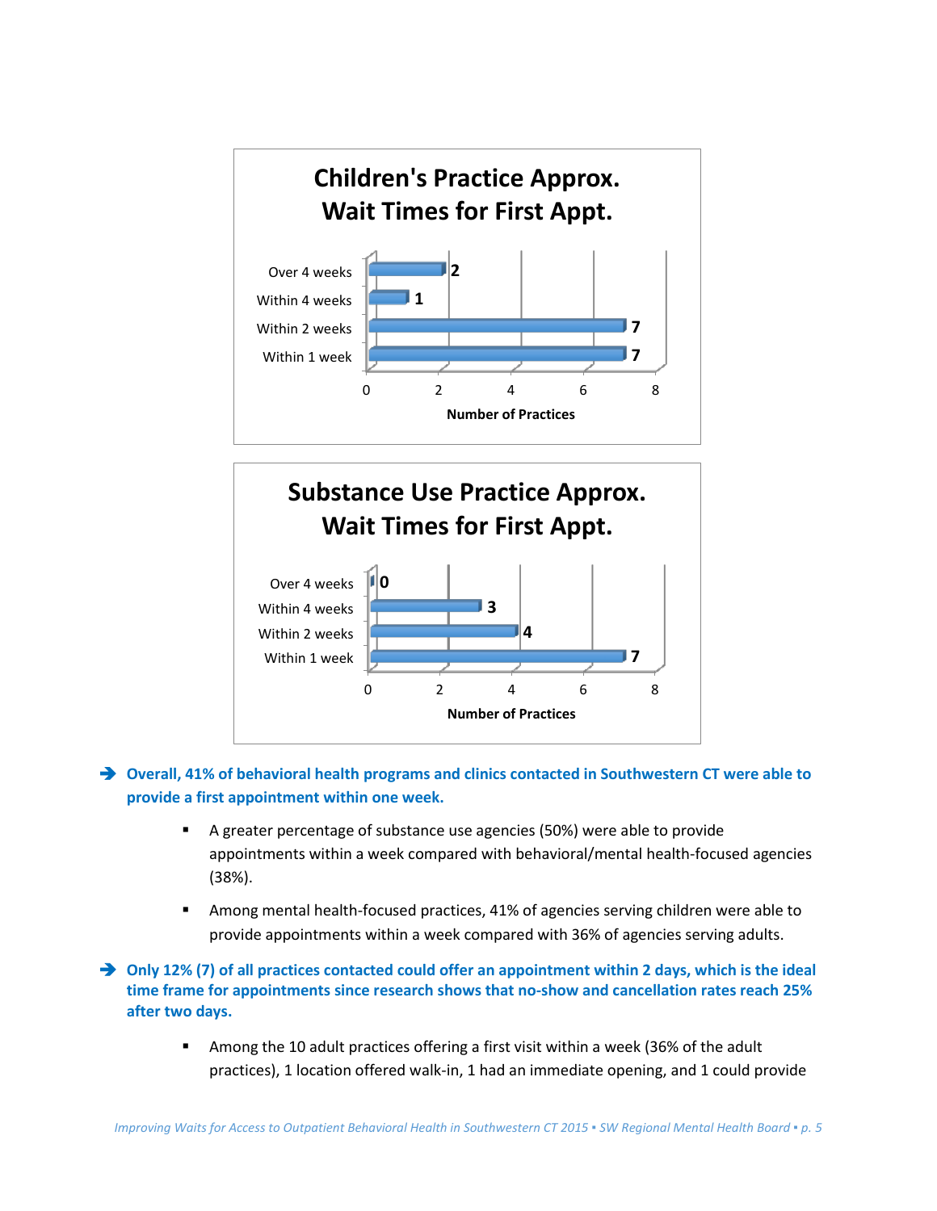**Children's Practice Approx. Wait Times for First Appt.**

| Wait Time | Number of Practices |
|---|---|
| Over 4 weeks | 2 |
| Within 4 weeks | 1 |
| Within 2 weeks | 7 |
| Within 1 week | 7 |

**Substance Use Practice Approx. Wait Times for First Appt.**

| Wait Time | Number of Practices |
|---|---|
| Over 4 weeks | 0 |
| Within 4 weeks | 3 |
| Within 2 weeks | 4 |
| Within 1 week | 7 |

- **Overall, 41% of behavioral health programs and clinics contacted in Southwestern CT were able to provide a first appointment within one week.**
  - A greater percentage of substance use agencies (50%) were able to provide appointments within a week compared with behavioral/mental health-focused agencies (38%).
  - Among mental health-focused practices, 41% of agencies serving children were able to provide appointments within a week compared with 36% of agencies serving adults.

- **Only 12% (7) of all practices contacted could offer an appointment within 2 days, which is the ideal time frame for appointments since research shows that no-show and cancellation rates reach 25% after two days.**
  - Among the 10 adult practices offering a first visit within a week (36% of the adult practices), 1 location offered walk-in, 1 had an immediate opening, and 1 could provide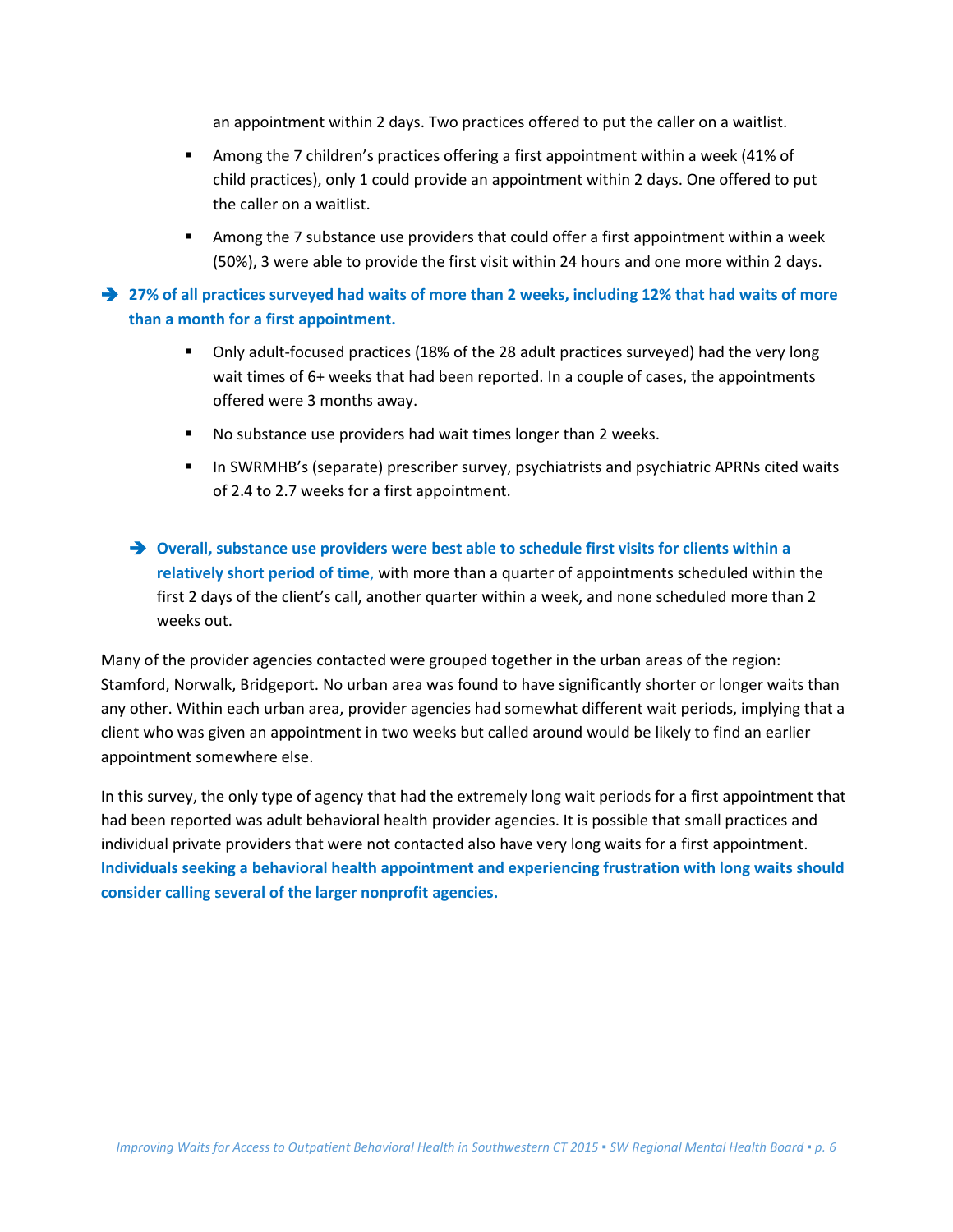an appointment within 2 days. Two practices offered to put the caller on a waitlist.

- Among the 7 children's practices offering a first appointment within a week (41% of child practices), only 1 could provide an appointment within 2 days. One offered to put the caller on a waitlist.
- Among the 7 substance use providers that could offer a first appointment within a week (50%), 3 were able to provide the first visit within 24 hours and one more within 2 days.

➔ **27% of all practices surveyed had waits of more than 2 weeks, including 12% that had waits of more than a month for a first appointment.**

- Only adult-focused practices (18% of the 28 adult practices surveyed) had the very long wait times of 6+ weeks that had been reported. In a couple of cases, the appointments offered were 3 months away.
- No substance use providers had wait times longer than 2 weeks.
- In SWRMHB's (separate) prescriber survey, psychiatrists and psychiatric APRNs cited waits of 2.4 to 2.7 weeks for a first appointment.

➔ **Overall, substance use providers were best able to schedule first visits for clients within a relatively short period of time**, with more than a quarter of appointments scheduled within the first 2 days of the client's call, another quarter within a week, and none scheduled more than 2 weeks out.

Many of the provider agencies contacted were grouped together in the urban areas of the region: Stamford, Norwalk, Bridgeport. No urban area was found to have significantly shorter or longer waits than any other. Within each urban area, provider agencies had somewhat different wait periods, implying that a client who was given an appointment in two weeks but called around would be likely to find an earlier appointment somewhere else.

In this survey, the only type of agency that had the extremely long wait periods for a first appointment that had been reported was adult behavioral health provider agencies. It is possible that small practices and individual private providers that were not contacted also have very long waits for a first appointment. **Individuals seeking a behavioral health appointment and experiencing frustration with long waits should consider calling several of the larger nonprofit agencies.**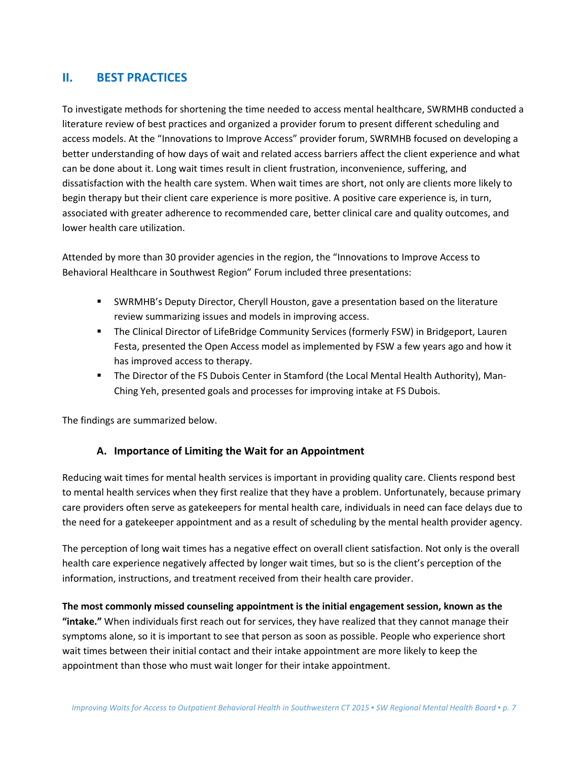## II. BEST PRACTICES

To investigate methods for shortening the time needed to access mental healthcare, SWRMHB conducted a literature review of best practices and organized a provider forum to present different scheduling and access models. At the "Innovations to Improve Access" provider forum, SWRMHB focused on developing a better understanding of how days of wait and related access barriers affect the client experience and what can be done about it. Long wait times result in client frustration, inconvenience, suffering, and dissatisfaction with the health care system. When wait times are short, not only are clients more likely to begin therapy but their client care experience is more positive. A positive care experience is, in turn, associated with greater adherence to recommended care, better clinical care and quality outcomes, and lower health care utilization.

Attended by more than 30 provider agencies in the region, the "Innovations to Improve Access to Behavioral Healthcare in Southwest Region" Forum included three presentations:

- SWRMHB's Deputy Director, Cheryll Houston, gave a presentation based on the literature review summarizing issues and models in improving access.
- The Clinical Director of LifeBridge Community Services (formerly FSW) in Bridgeport, Lauren Festa, presented the Open Access model as implemented by FSW a few years ago and how it has improved access to therapy.
- The Director of the FS Dubois Center in Stamford (the Local Mental Health Authority), Man-Ching Yeh, presented goals and processes for improving intake at FS Dubois.

The findings are summarized below.

### A. Importance of Limiting the Wait for an Appointment

Reducing wait times for mental health services is important in providing quality care. Clients respond best to mental health services when they first realize that they have a problem. Unfortunately, because primary care providers often serve as gatekeepers for mental health care, individuals in need can face delays due to the need for a gatekeeper appointment and as a result of scheduling by the mental health provider agency.

The perception of long wait times has a negative effect on overall client satisfaction. Not only is the overall health care experience negatively affected by longer wait times, but so is the client's perception of the information, instructions, and treatment received from their health care provider.

**The most commonly missed counseling appointment is the initial engagement session, known as the "intake."** When individuals first reach out for services, they have realized that they cannot manage their symptoms alone, so it is important to see that person as soon as possible. People who experience short wait times between their initial contact and their intake appointment are more likely to keep the appointment than those who must wait longer for their intake appointment.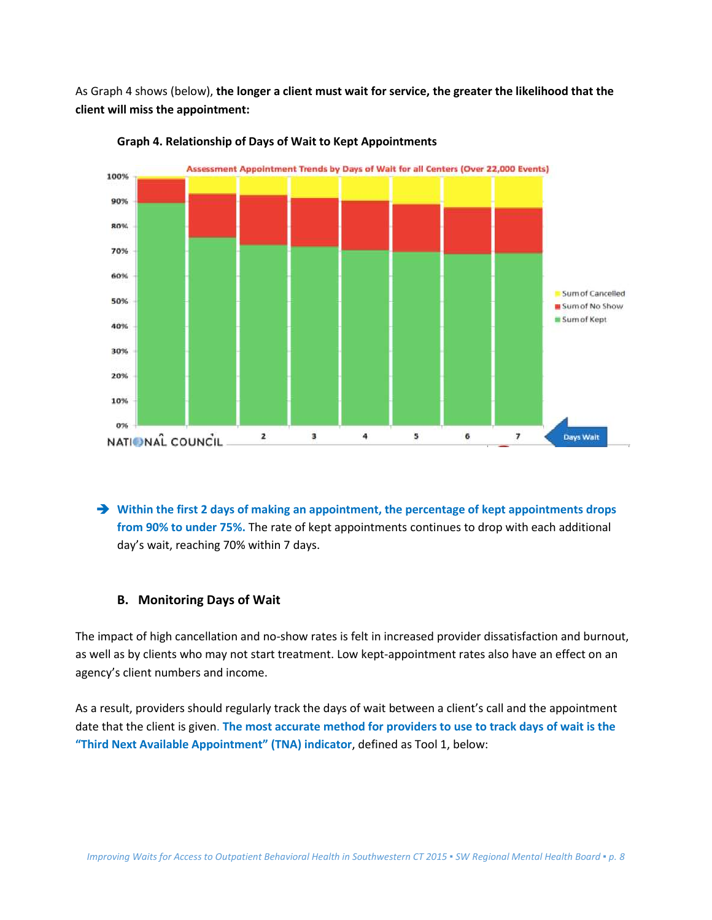As Graph 4 shows (below), **the longer a client must wait for service, the greater the likelihood that the client will miss the appointment:**

**Graph 4. Relationship of Days of Wait to Kept Appointments**

➔ **Within the first 2 days of making an appointment, the percentage of kept appointments drops from 90% to under 75%.** The rate of kept appointments continues to drop with each additional day's wait, reaching 70% within 7 days.

### B. Monitoring Days of Wait

The impact of high cancellation and no-show rates is felt in increased provider dissatisfaction and burnout, as well as by clients who may not start treatment. Low kept-appointment rates also have an effect on an agency's client numbers and income.

As a result, providers should regularly track the days of wait between a client's call and the appointment date that the client is given. **The most accurate method for providers to use to track days of wait is the "Third Next Available Appointment" (TNA) indicator**, defined as Tool 1, below: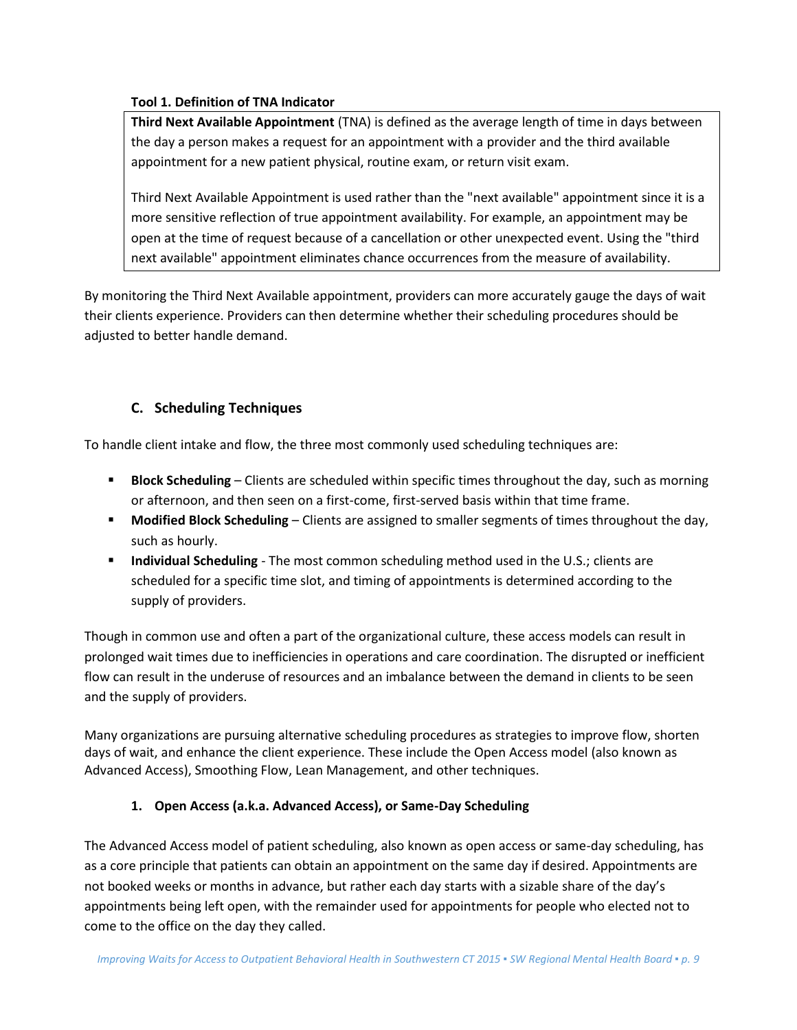**Tool 1. Definition of TNA Indicator**

> **Third Next Available Appointment** (TNA) is defined as the average length of time in days between the day a person makes a request for an appointment with a provider and the third available appointment for a new patient physical, routine exam, or return visit exam.
>
> Third Next Available Appointment is used rather than the "next available" appointment since it is a more sensitive reflection of true appointment availability. For example, an appointment may be open at the time of request because of a cancellation or other unexpected event. Using the "third next available" appointment eliminates chance occurrences from the measure of availability.

By monitoring the Third Next Available appointment, providers can more accurately gauge the days of wait their clients experience. Providers can then determine whether their scheduling procedures should be adjusted to better handle demand.

### C. Scheduling Techniques

To handle client intake and flow, the three most commonly used scheduling techniques are:

- **Block Scheduling** – Clients are scheduled within specific times throughout the day, such as morning or afternoon, and then seen on a first-come, first-served basis within that time frame.
- **Modified Block Scheduling** – Clients are assigned to smaller segments of times throughout the day, such as hourly.
- **Individual Scheduling** - The most common scheduling method used in the U.S.; clients are scheduled for a specific time slot, and timing of appointments is determined according to the supply of providers.

Though in common use and often a part of the organizational culture, these access models can result in prolonged wait times due to inefficiencies in operations and care coordination. The disrupted or inefficient flow can result in the underuse of resources and an imbalance between the demand in clients to be seen and the supply of providers.

Many organizations are pursuing alternative scheduling procedures as strategies to improve flow, shorten days of wait, and enhance the client experience. These include the Open Access model (also known as Advanced Access), Smoothing Flow, Lean Management, and other techniques.

#### 1. Open Access (a.k.a. Advanced Access), or Same-Day Scheduling

The Advanced Access model of patient scheduling, also known as open access or same-day scheduling, has as a core principle that patients can obtain an appointment on the same day if desired. Appointments are not booked weeks or months in advance, but rather each day starts with a sizable share of the day's appointments being left open, with the remainder used for appointments for people who elected not to come to the office on the day they called.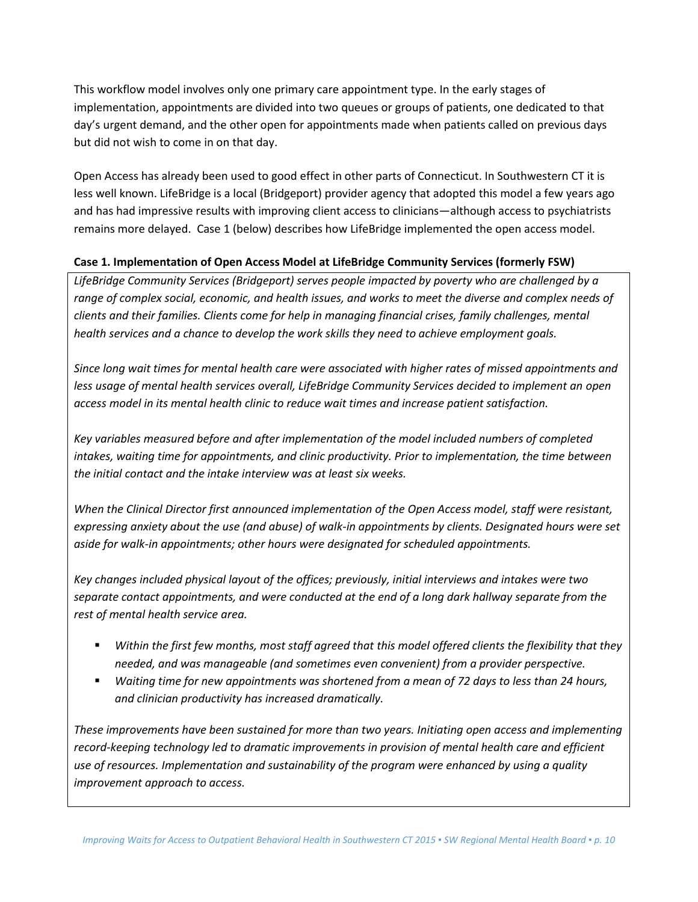This workflow model involves only one primary care appointment type. In the early stages of implementation, appointments are divided into two queues or groups of patients, one dedicated to that day's urgent demand, and the other open for appointments made when patients called on previous days but did not wish to come in on that day.

Open Access has already been used to good effect in other parts of Connecticut. In Southwestern CT it is less well known. LifeBridge is a local (Bridgeport) provider agency that adopted this model a few years ago and has had impressive results with improving client access to clinicians—although access to psychiatrists remains more delayed. Case 1 (below) describes how LifeBridge implemented the open access model.

**Case 1. Implementation of Open Access Model at LifeBridge Community Services (formerly FSW)**

*LifeBridge Community Services (Bridgeport) serves people impacted by poverty who are challenged by a range of complex social, economic, and health issues, and works to meet the diverse and complex needs of clients and their families. Clients come for help in managing financial crises, family challenges, mental health services and a chance to develop the work skills they need to achieve employment goals.*

*Since long wait times for mental health care were associated with higher rates of missed appointments and less usage of mental health services overall, LifeBridge Community Services decided to implement an open access model in its mental health clinic to reduce wait times and increase patient satisfaction.*

*Key variables measured before and after implementation of the model included numbers of completed intakes, waiting time for appointments, and clinic productivity. Prior to implementation, the time between the initial contact and the intake interview was at least six weeks.*

*When the Clinical Director first announced implementation of the Open Access model, staff were resistant, expressing anxiety about the use (and abuse) of walk-in appointments by clients. Designated hours were set aside for walk-in appointments; other hours were designated for scheduled appointments.*

*Key changes included physical layout of the offices; previously, initial interviews and intakes were two separate contact appointments, and were conducted at the end of a long dark hallway separate from the rest of mental health service area.*

- *Within the first few months, most staff agreed that this model offered clients the flexibility that they needed, and was manageable (and sometimes even convenient) from a provider perspective.*
- *Waiting time for new appointments was shortened from a mean of 72 days to less than 24 hours, and clinician productivity has increased dramatically.*

*These improvements have been sustained for more than two years. Initiating open access and implementing record-keeping technology led to dramatic improvements in provision of mental health care and efficient use of resources. Implementation and sustainability of the program were enhanced by using a quality improvement approach to access.*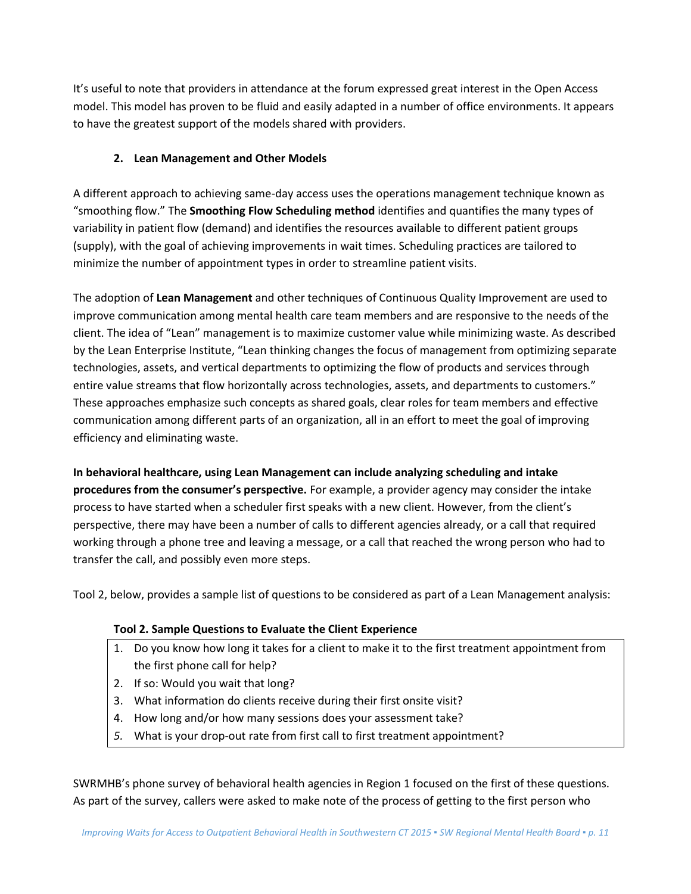It's useful to note that providers in attendance at the forum expressed great interest in the Open Access model. This model has proven to be fluid and easily adapted in a number of office environments. It appears to have the greatest support of the models shared with providers.

### 2. Lean Management and Other Models

A different approach to achieving same-day access uses the operations management technique known as "smoothing flow." The **Smoothing Flow Scheduling method** identifies and quantifies the many types of variability in patient flow (demand) and identifies the resources available to different patient groups (supply), with the goal of achieving improvements in wait times. Scheduling practices are tailored to minimize the number of appointment types in order to streamline patient visits.

The adoption of **Lean Management** and other techniques of Continuous Quality Improvement are used to improve communication among mental health care team members and are responsive to the needs of the client. The idea of "Lean" management is to maximize customer value while minimizing waste. As described by the Lean Enterprise Institute, "Lean thinking changes the focus of management from optimizing separate technologies, assets, and vertical departments to optimizing the flow of products and services through entire value streams that flow horizontally across technologies, assets, and departments to customers." These approaches emphasize such concepts as shared goals, clear roles for team members and effective communication among different parts of an organization, all in an effort to meet the goal of improving efficiency and eliminating waste.

**In behavioral healthcare, using Lean Management can include analyzing scheduling and intake procedures from the consumer's perspective.** For example, a provider agency may consider the intake process to have started when a scheduler first speaks with a new client. However, from the client's perspective, there may have been a number of calls to different agencies already, or a call that required working through a phone tree and leaving a message, or a call that reached the wrong person who had to transfer the call, and possibly even more steps.

Tool 2, below, provides a sample list of questions to be considered as part of a Lean Management analysis:

**Tool 2. Sample Questions to Evaluate the Client Experience**

1. Do you know how long it takes for a client to make it to the first treatment appointment from the first phone call for help?
2. If so: Would you wait that long?
3. What information do clients receive during their first onsite visit?
4. How long and/or how many sessions does your assessment take?
5. What is your drop-out rate from first call to first treatment appointment?

SWRMHB's phone survey of behavioral health agencies in Region 1 focused on the first of these questions. As part of the survey, callers were asked to make note of the process of getting to the first person who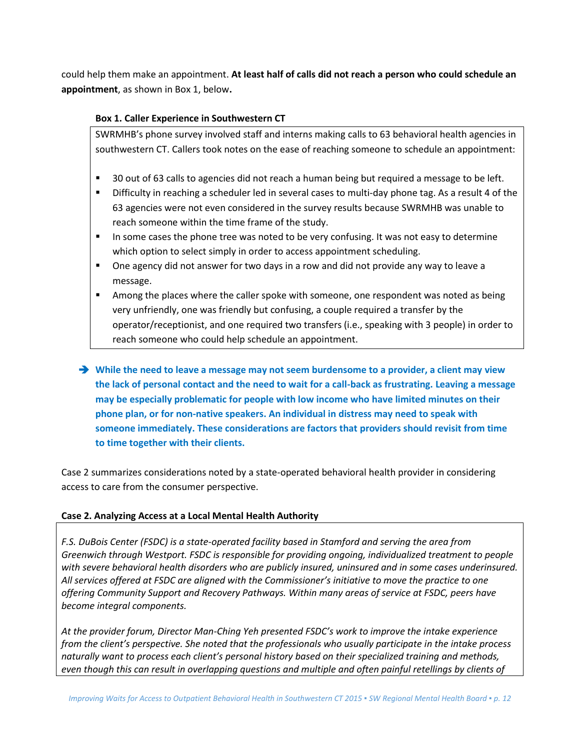could help them make an appointment. **At least half of calls did not reach a person who could schedule an appointment**, as shown in Box 1, below**.**

**Box 1. Caller Experience in Southwestern CT**

SWRMHB's phone survey involved staff and interns making calls to 63 behavioral health agencies in southwestern CT. Callers took notes on the ease of reaching someone to schedule an appointment:

- 30 out of 63 calls to agencies did not reach a human being but required a message to be left.
- Difficulty in reaching a scheduler led in several cases to multi-day phone tag. As a result 4 of the 63 agencies were not even considered in the survey results because SWRMHB was unable to reach someone within the time frame of the study.
- In some cases the phone tree was noted to be very confusing. It was not easy to determine which option to select simply in order to access appointment scheduling.
- One agency did not answer for two days in a row and did not provide any way to leave a message.
- Among the places where the caller spoke with someone, one respondent was noted as being very unfriendly, one was friendly but confusing, a couple required a transfer by the operator/receptionist, and one required two transfers (i.e., speaking with 3 people) in order to reach someone who could help schedule an appointment.

➔ **While the need to leave a message may not seem burdensome to a provider, a client may view the lack of personal contact and the need to wait for a call-back as frustrating. Leaving a message may be especially problematic for people with low income who have limited minutes on their phone plan, or for non-native speakers. An individual in distress may need to speak with someone immediately. These considerations are factors that providers should revisit from time to time together with their clients.**

Case 2 summarizes considerations noted by a state-operated behavioral health provider in considering access to care from the consumer perspective.

**Case 2. Analyzing Access at a Local Mental Health Authority**

*F.S. DuBois Center (FSDC) is a state-operated facility based in Stamford and serving the area from Greenwich through Westport. FSDC is responsible for providing ongoing, individualized treatment to people with severe behavioral health disorders who are publicly insured, uninsured and in some cases underinsured. All services offered at FSDC are aligned with the Commissioner's initiative to move the practice to one offering Community Support and Recovery Pathways. Within many areas of service at FSDC, peers have become integral components.*

*At the provider forum, Director Man-Ching Yeh presented FSDC's work to improve the intake experience from the client's perspective. She noted that the professionals who usually participate in the intake process naturally want to process each client's personal history based on their specialized training and methods, even though this can result in overlapping questions and multiple and often painful retellings by clients of*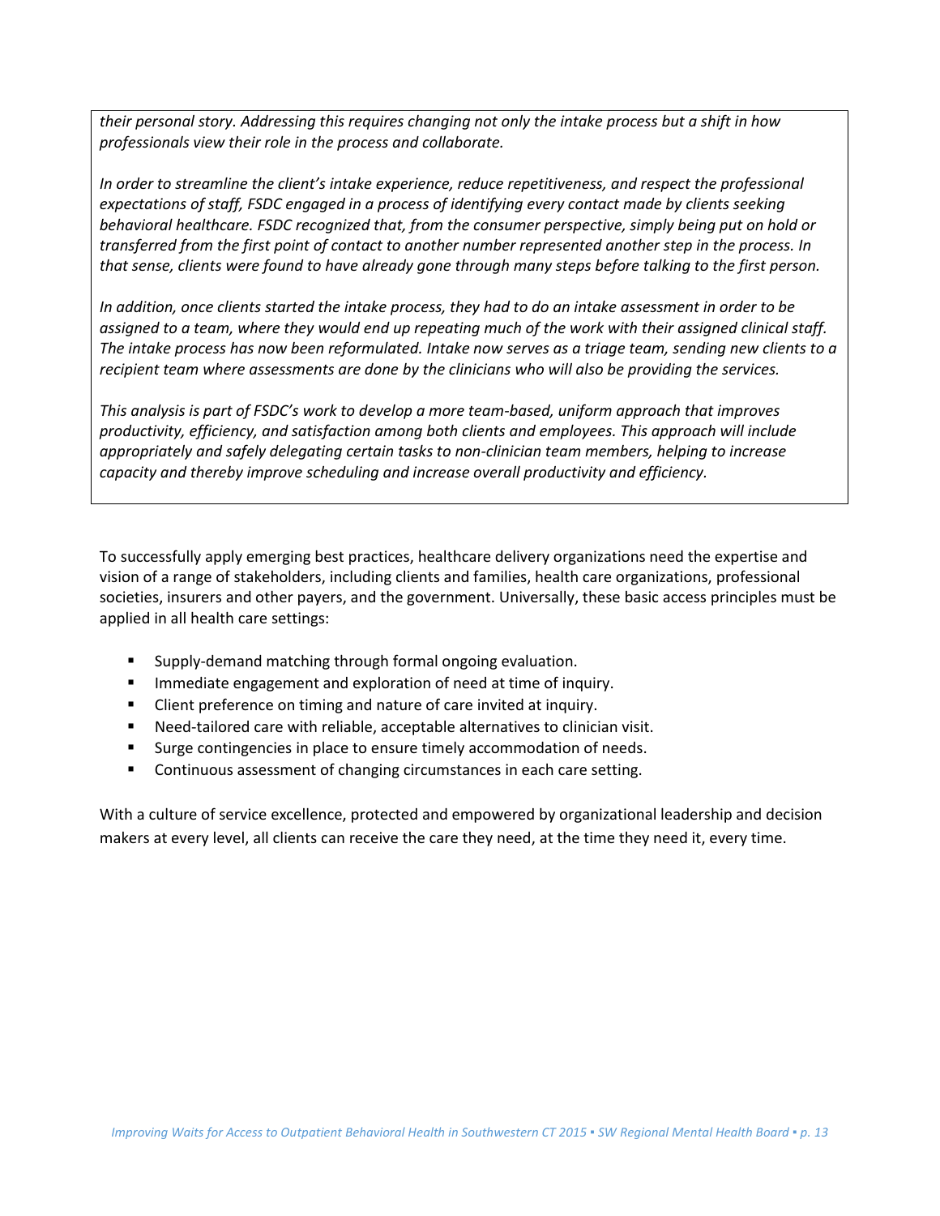*their personal story. Addressing this requires changing not only the intake process but a shift in how professionals view their role in the process and collaborate.*

*In order to streamline the client's intake experience, reduce repetitiveness, and respect the professional expectations of staff, FSDC engaged in a process of identifying every contact made by clients seeking behavioral healthcare. FSDC recognized that, from the consumer perspective, simply being put on hold or transferred from the first point of contact to another number represented another step in the process. In that sense, clients were found to have already gone through many steps before talking to the first person.*

*In addition, once clients started the intake process, they had to do an intake assessment in order to be assigned to a team, where they would end up repeating much of the work with their assigned clinical staff. The intake process has now been reformulated. Intake now serves as a triage team, sending new clients to a recipient team where assessments are done by the clinicians who will also be providing the services.*

*This analysis is part of FSDC's work to develop a more team-based, uniform approach that improves productivity, efficiency, and satisfaction among both clients and employees. This approach will include appropriately and safely delegating certain tasks to non-clinician team members, helping to increase capacity and thereby improve scheduling and increase overall productivity and efficiency.*

To successfully apply emerging best practices, healthcare delivery organizations need the expertise and vision of a range of stakeholders, including clients and families, health care organizations, professional societies, insurers and other payers, and the government. Universally, these basic access principles must be applied in all health care settings:

- Supply-demand matching through formal ongoing evaluation.
- Immediate engagement and exploration of need at time of inquiry.
- Client preference on timing and nature of care invited at inquiry.
- Need-tailored care with reliable, acceptable alternatives to clinician visit.
- Surge contingencies in place to ensure timely accommodation of needs.
- Continuous assessment of changing circumstances in each care setting.

With a culture of service excellence, protected and empowered by organizational leadership and decision makers at every level, all clients can receive the care they need, at the time they need it, every time.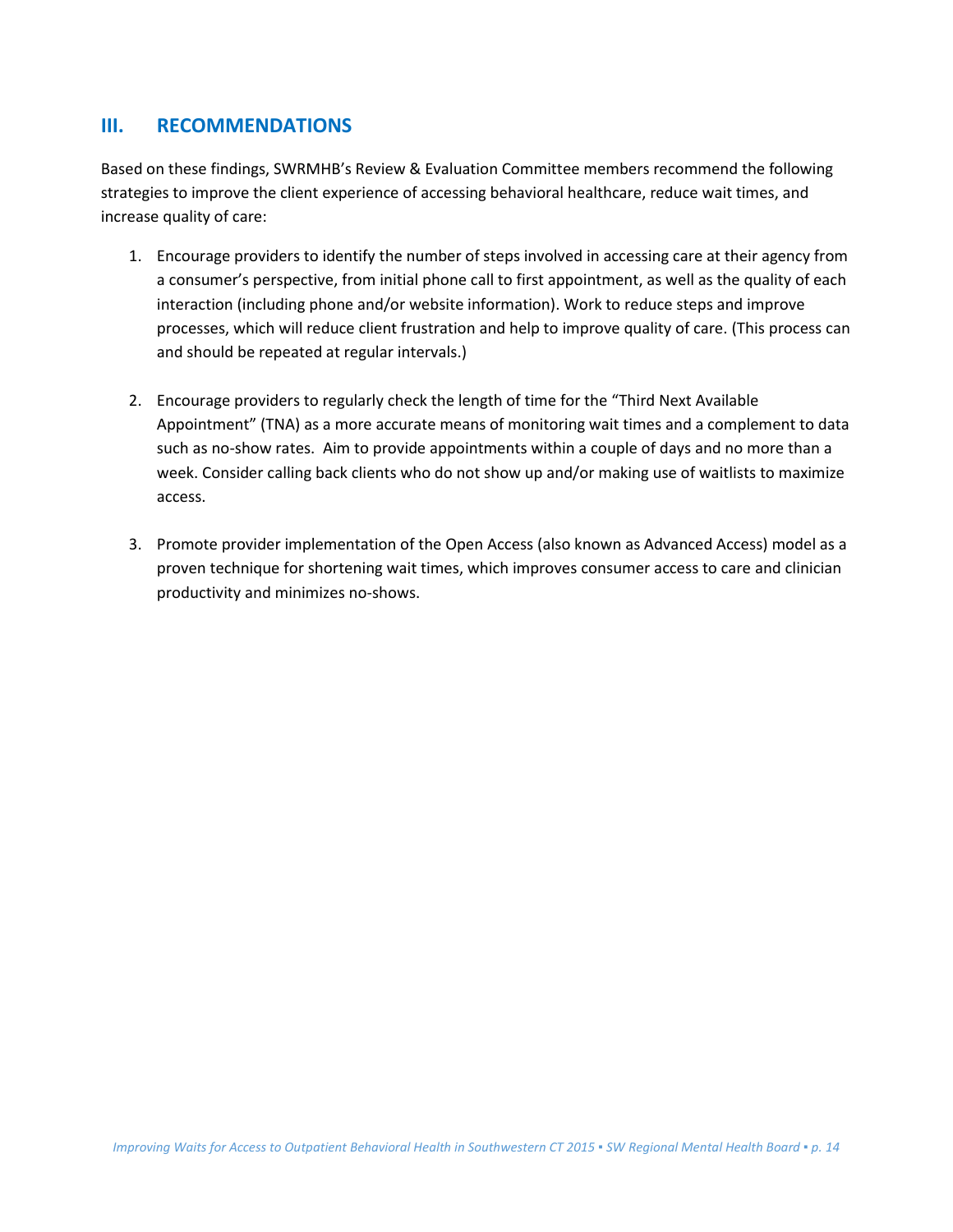## III. RECOMMENDATIONS

Based on these findings, SWRMHB's Review & Evaluation Committee members recommend the following strategies to improve the client experience of accessing behavioral healthcare, reduce wait times, and increase quality of care:

1. Encourage providers to identify the number of steps involved in accessing care at their agency from a consumer's perspective, from initial phone call to first appointment, as well as the quality of each interaction (including phone and/or website information). Work to reduce steps and improve processes, which will reduce client frustration and help to improve quality of care. (This process can and should be repeated at regular intervals.)

2. Encourage providers to regularly check the length of time for the "Third Next Available Appointment" (TNA) as a more accurate means of monitoring wait times and a complement to data such as no-show rates. Aim to provide appointments within a couple of days and no more than a week. Consider calling back clients who do not show up and/or making use of waitlists to maximize access.

3. Promote provider implementation of the Open Access (also known as Advanced Access) model as a proven technique for shortening wait times, which improves consumer access to care and clinician productivity and minimizes no-shows.